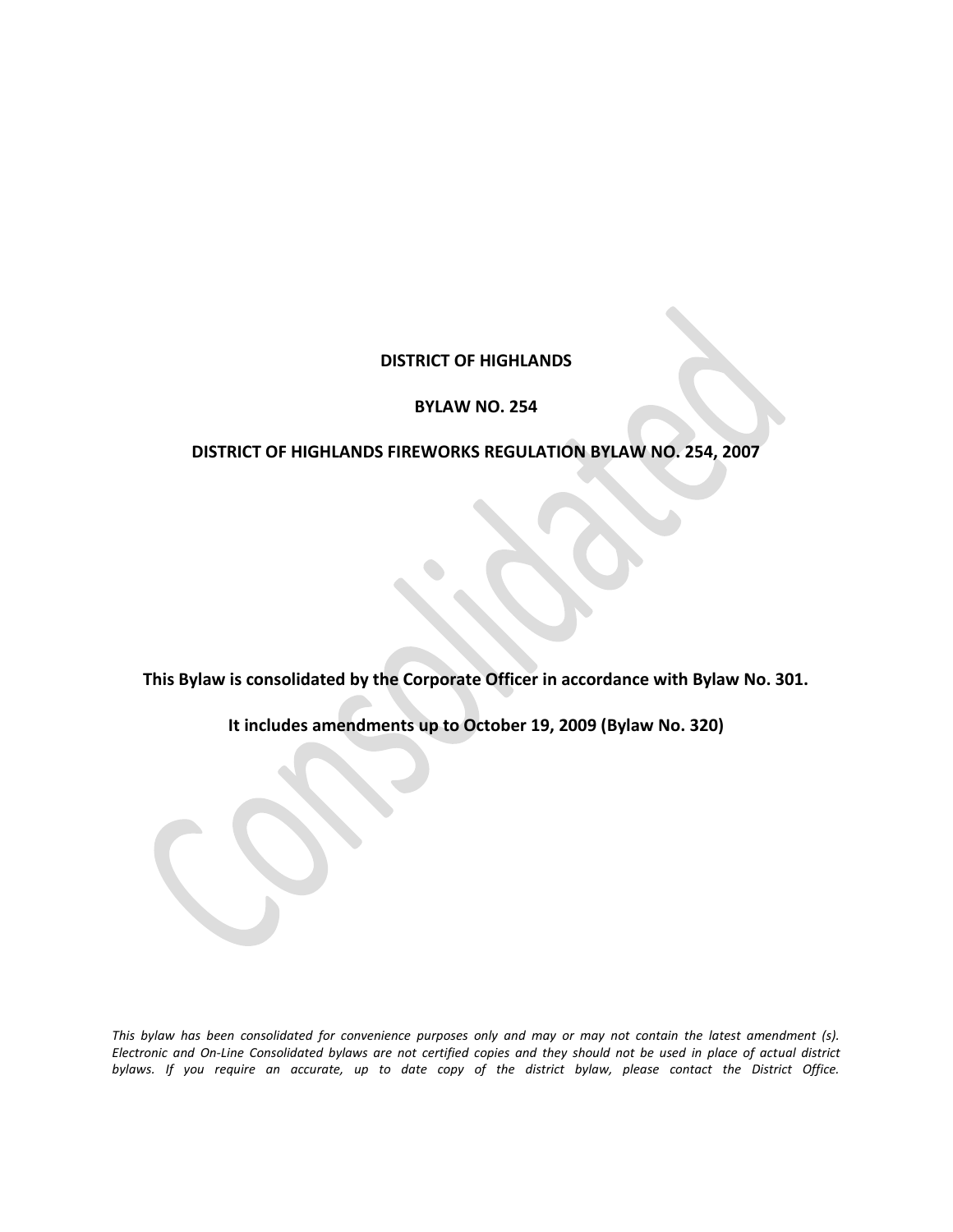# DISTRICT OF HIGHLANDS

## BYLAW NO. 254

## DISTRICT OF HIGHLANDS FIREWORKS REGULATION BYLAW NO. 254, 2007

**This Bylaw is consolidated by the Corporate Officer in accordance with Bylaw No. 301.**

**It includes amendments up to October 19, 2009 (Bylaw No. 320)**

*This bylaw has been consolidated for convenience purposes only and may or may not contain the latest amendment (s). Electronic and On-Line Consolidated bylaws are not certified copies and they should not be used in place of actual district bylaws. If you require an accurate, up to date copy of the district bylaw, please contact the District Office.*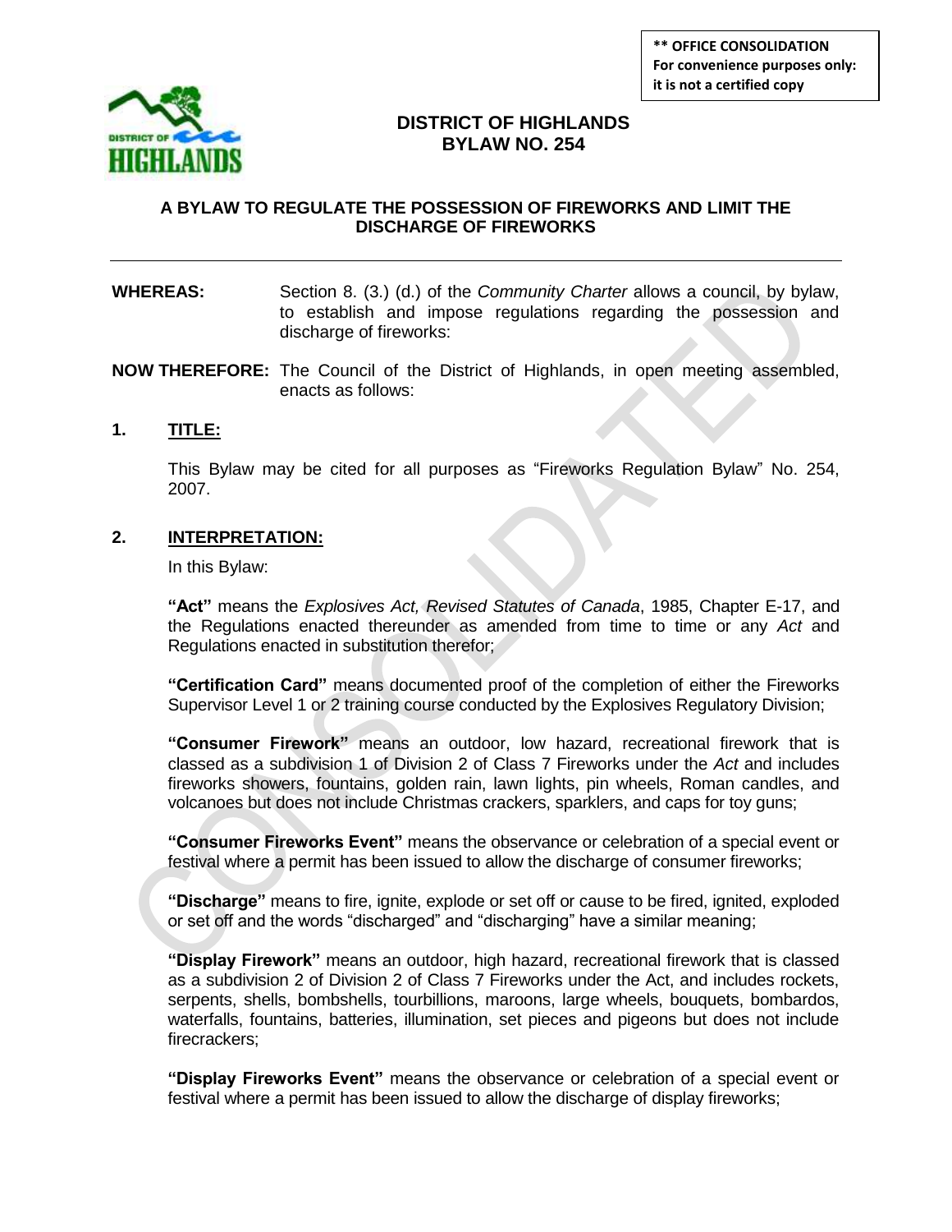**\*\* OFFICE CONSOLIDATION**
**For convenience purposes only: it is not a certified copy**

# DISTRICT OF HIGHLANDS
# BYLAW NO. 254

## A BYLAW TO REGULATE THE POSSESSION OF FIREWORKS AND LIMIT THE DISCHARGE OF FIREWORKS

---

**WHEREAS:** Section 8. (3.) (d.) of the *Community Charter* allows a council, by bylaw, to establish and impose regulations regarding the possession and discharge of fireworks:

**NOW THEREFORE:** The Council of the District of Highlands, in open meeting assembled, enacts as follows:

### 1. TITLE:

This Bylaw may be cited for all purposes as "Fireworks Regulation Bylaw" No. 254, 2007.

### 2. INTERPRETATION:

In this Bylaw:

**"Act"** means the *Explosives Act, Revised Statutes of Canada*, 1985, Chapter E-17, and the Regulations enacted thereunder as amended from time to time or any *Act* and Regulations enacted in substitution therefor;

**"Certification Card"** means documented proof of the completion of either the Fireworks Supervisor Level 1 or 2 training course conducted by the Explosives Regulatory Division;

**"Consumer Firework"** means an outdoor, low hazard, recreational firework that is classed as a subdivision 1 of Division 2 of Class 7 Fireworks under the *Act* and includes fireworks showers, fountains, golden rain, lawn lights, pin wheels, Roman candles, and volcanoes but does not include Christmas crackers, sparklers, and caps for toy guns;

**"Consumer Fireworks Event"** means the observance or celebration of a special event or festival where a permit has been issued to allow the discharge of consumer fireworks;

**"Discharge"** means to fire, ignite, explode or set off or cause to be fired, ignited, exploded or set off and the words "discharged" and "discharging" have a similar meaning;

**"Display Firework"** means an outdoor, high hazard, recreational firework that is classed as a subdivision 2 of Division 2 of Class 7 Fireworks under the Act, and includes rockets, serpents, shells, bombshells, tourbillions, maroons, large wheels, bouquets, bombardos, waterfalls, fountains, batteries, illumination, set pieces and pigeons but does not include firecrackers;

**"Display Fireworks Event"** means the observance or celebration of a special event or festival where a permit has been issued to allow the discharge of display fireworks;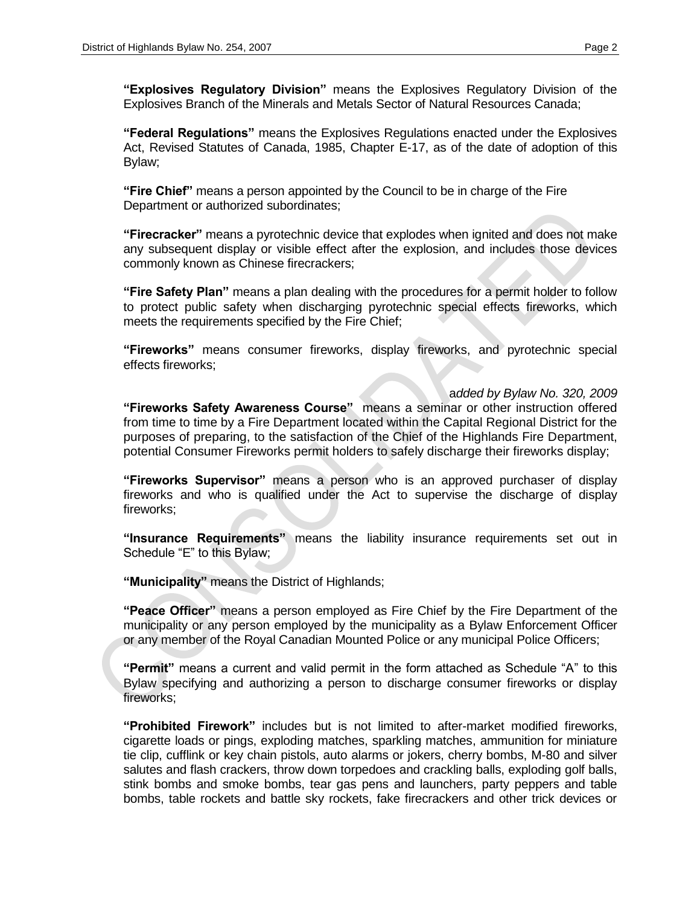**"Explosives Regulatory Division"** means the Explosives Regulatory Division of the Explosives Branch of the Minerals and Metals Sector of Natural Resources Canada;

**"Federal Regulations"** means the Explosives Regulations enacted under the Explosives Act, Revised Statutes of Canada, 1985, Chapter E-17, as of the date of adoption of this Bylaw;

**"Fire Chief"** means a person appointed by the Council to be in charge of the Fire Department or authorized subordinates;

**"Firecracker"** means a pyrotechnic device that explodes when ignited and does not make any subsequent display or visible effect after the explosion, and includes those devices commonly known as Chinese firecrackers;

**"Fire Safety Plan"** means a plan dealing with the procedures for a permit holder to follow to protect public safety when discharging pyrotechnic special effects fireworks, which meets the requirements specified by the Fire Chief;

**"Fireworks"** means consumer fireworks, display fireworks, and pyrotechnic special effects fireworks;

*added by Bylaw No. 320, 2009*

**"Fireworks Safety Awareness Course"** means a seminar or other instruction offered from time to time by a Fire Department located within the Capital Regional District for the purposes of preparing, to the satisfaction of the Chief of the Highlands Fire Department, potential Consumer Fireworks permit holders to safely discharge their fireworks display;

**"Fireworks Supervisor"** means a person who is an approved purchaser of display fireworks and who is qualified under the Act to supervise the discharge of display fireworks;

**"Insurance Requirements"** means the liability insurance requirements set out in Schedule "E" to this Bylaw;

**"Municipality"** means the District of Highlands;

**"Peace Officer"** means a person employed as Fire Chief by the Fire Department of the municipality or any person employed by the municipality as a Bylaw Enforcement Officer or any member of the Royal Canadian Mounted Police or any municipal Police Officers;

**"Permit"** means a current and valid permit in the form attached as Schedule "A" to this Bylaw specifying and authorizing a person to discharge consumer fireworks or display fireworks;

**"Prohibited Firework"** includes but is not limited to after-market modified fireworks, cigarette loads or pings, exploding matches, sparkling matches, ammunition for miniature tie clip, cufflink or key chain pistols, auto alarms or jokers, cherry bombs, M-80 and silver salutes and flash crackers, throw down torpedoes and crackling balls, exploding golf balls, stink bombs and smoke bombs, tear gas pens and launchers, party peppers and table bombs, table rockets and battle sky rockets, fake firecrackers and other trick devices or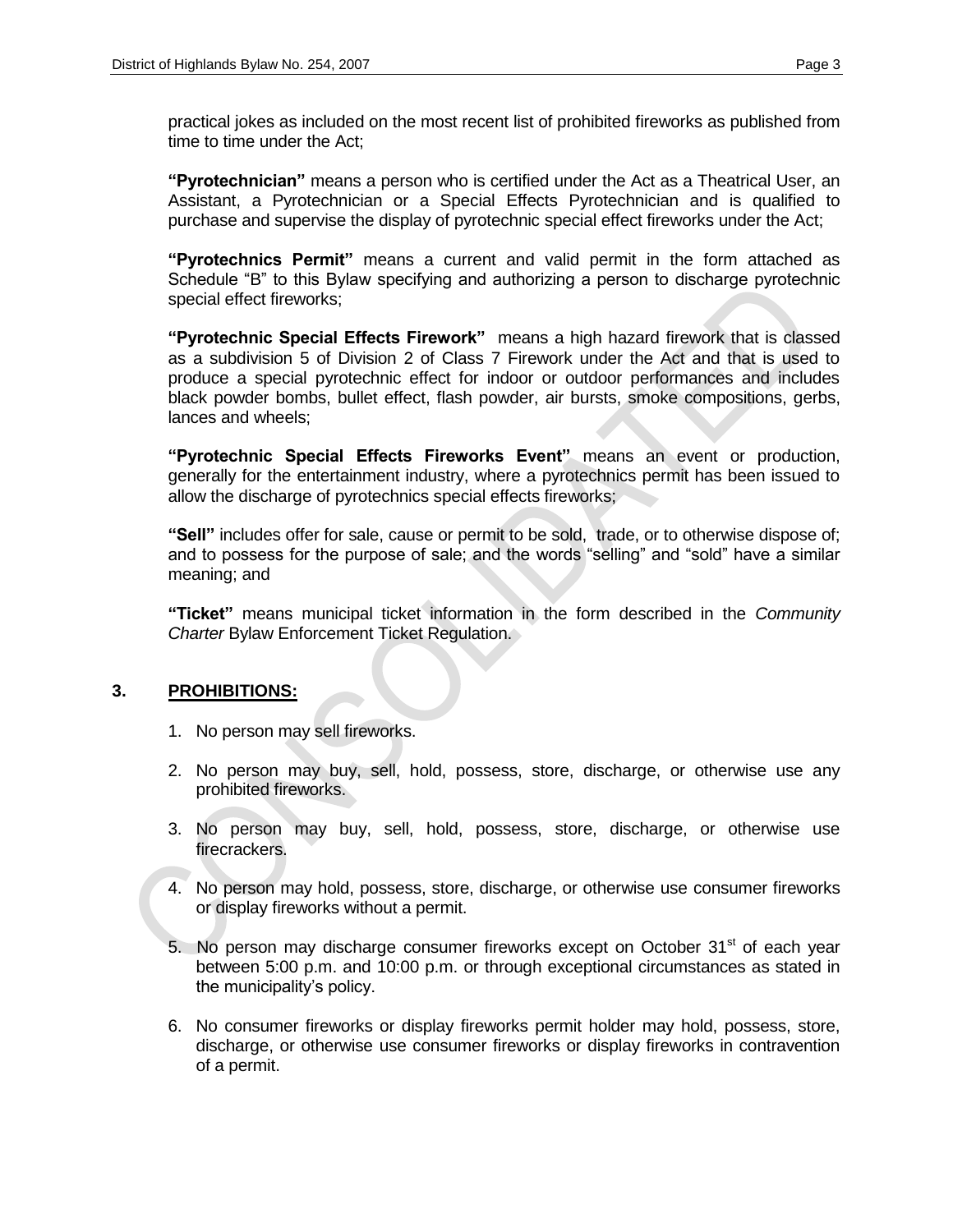practical jokes as included on the most recent list of prohibited fireworks as published from time to time under the Act;

**"Pyrotechnician"** means a person who is certified under the Act as a Theatrical User, an Assistant, a Pyrotechnician or a Special Effects Pyrotechnician and is qualified to purchase and supervise the display of pyrotechnic special effect fireworks under the Act;

**"Pyrotechnics Permit"** means a current and valid permit in the form attached as Schedule "B" to this Bylaw specifying and authorizing a person to discharge pyrotechnic special effect fireworks;

**"Pyrotechnic Special Effects Firework"** means a high hazard firework that is classed as a subdivision 5 of Division 2 of Class 7 Firework under the Act and that is used to produce a special pyrotechnic effect for indoor or outdoor performances and includes black powder bombs, bullet effect, flash powder, air bursts, smoke compositions, gerbs, lances and wheels;

**"Pyrotechnic Special Effects Fireworks Event"** means an event or production, generally for the entertainment industry, where a pyrotechnics permit has been issued to allow the discharge of pyrotechnics special effects fireworks;

**"Sell"** includes offer for sale, cause or permit to be sold, trade, or to otherwise dispose of; and to possess for the purpose of sale; and the words "selling" and "sold" have a similar meaning; and

**"Ticket"** means municipal ticket information in the form described in the *Community Charter* Bylaw Enforcement Ticket Regulation.

## 3. PROHIBITIONS:

1. No person may sell fireworks.
2. No person may buy, sell, hold, possess, store, discharge, or otherwise use any prohibited fireworks.
3. No person may buy, sell, hold, possess, store, discharge, or otherwise use firecrackers.
4. No person may hold, possess, store, discharge, or otherwise use consumer fireworks or display fireworks without a permit.
5. No person may discharge consumer fireworks except on October 31st of each year between 5:00 p.m. and 10:00 p.m. or through exceptional circumstances as stated in the municipality's policy.
6. No consumer fireworks or display fireworks permit holder may hold, possess, store, discharge, or otherwise use consumer fireworks or display fireworks in contravention of a permit.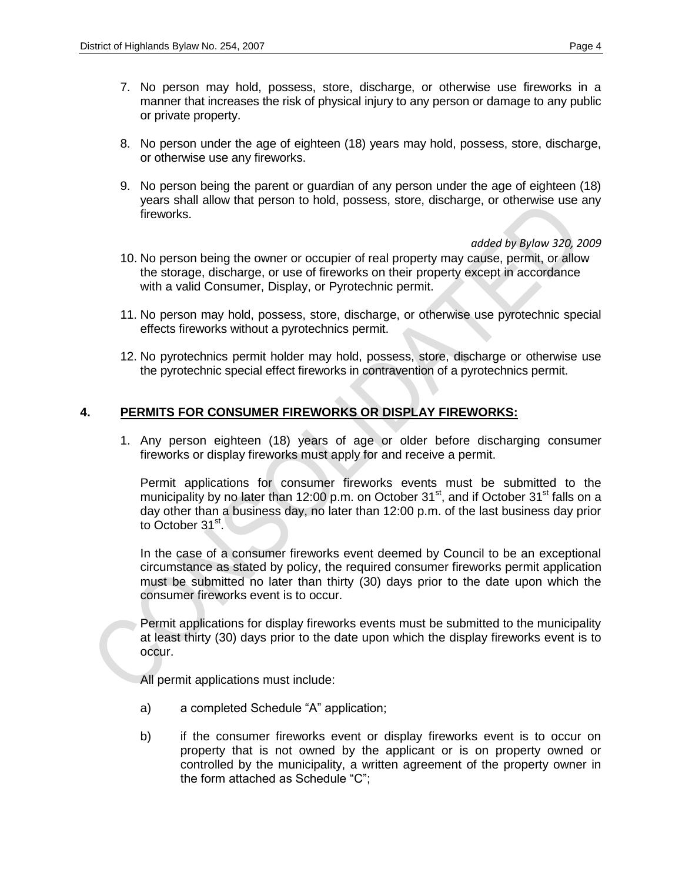7. No person may hold, possess, store, discharge, or otherwise use fireworks in a manner that increases the risk of physical injury to any person or damage to any public or private property.

8. No person under the age of eighteen (18) years may hold, possess, store, discharge, or otherwise use any fireworks.

9. No person being the parent or guardian of any person under the age of eighteen (18) years shall allow that person to hold, possess, store, discharge, or otherwise use any fireworks.

*added by Bylaw 320, 2009*

10. No person being the owner or occupier of real property may cause, permit, or allow the storage, discharge, or use of fireworks on their property except in accordance with a valid Consumer, Display, or Pyrotechnic permit.

11. No person may hold, possess, store, discharge, or otherwise use pyrotechnic special effects fireworks without a pyrotechnics permit.

12. No pyrotechnics permit holder may hold, possess, store, discharge or otherwise use the pyrotechnic special effect fireworks in contravention of a pyrotechnics permit.

## 4. PERMITS FOR CONSUMER FIREWORKS OR DISPLAY FIREWORKS:

1. Any person eighteen (18) years of age or older before discharging consumer fireworks or display fireworks must apply for and receive a permit.

   Permit applications for consumer fireworks events must be submitted to the municipality by no later than 12:00 p.m. on October 31st, and if October 31st falls on a day other than a business day, no later than 12:00 p.m. of the last business day prior to October 31st.

   In the case of a consumer fireworks event deemed by Council to be an exceptional circumstance as stated by policy, the required consumer fireworks permit application must be submitted no later than thirty (30) days prior to the date upon which the consumer fireworks event is to occur.

   Permit applications for display fireworks events must be submitted to the municipality at least thirty (30) days prior to the date upon which the display fireworks event is to occur.

   All permit applications must include:

   a) a completed Schedule "A" application;

   b) if the consumer fireworks event or display fireworks event is to occur on property that is not owned by the applicant or is on property owned or controlled by the municipality, a written agreement of the property owner in the form attached as Schedule "C";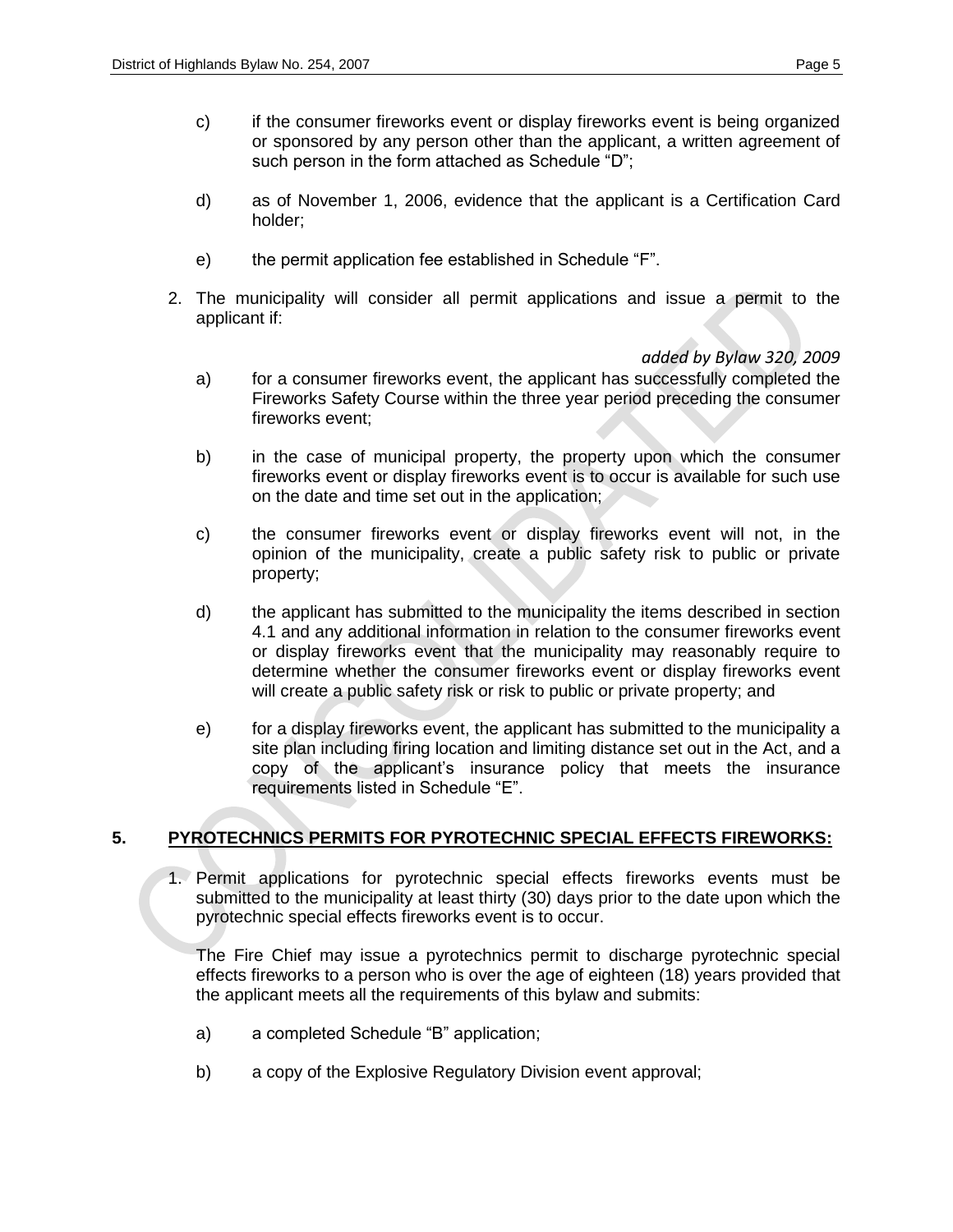c) if the consumer fireworks event or display fireworks event is being organized or sponsored by any person other than the applicant, a written agreement of such person in the form attached as Schedule “D”;

d) as of November 1, 2006, evidence that the applicant is a Certification Card holder;

e) the permit application fee established in Schedule “F”.

2. The municipality will consider all permit applications and issue a permit to the applicant if:

*added by Bylaw 320, 2009*

a) for a consumer fireworks event, the applicant has successfully completed the Fireworks Safety Course within the three year period preceding the consumer fireworks event;

b) in the case of municipal property, the property upon which the consumer fireworks event or display fireworks event is to occur is available for such use on the date and time set out in the application;

c) the consumer fireworks event or display fireworks event will not, in the opinion of the municipality, create a public safety risk to public or private property;

d) the applicant has submitted to the municipality the items described in section 4.1 and any additional information in relation to the consumer fireworks event or display fireworks event that the municipality may reasonably require to determine whether the consumer fireworks event or display fireworks event will create a public safety risk or risk to public or private property; and

e) for a display fireworks event, the applicant has submitted to the municipality a site plan including firing location and limiting distance set out in the Act, and a copy of the applicant’s insurance policy that meets the insurance requirements listed in Schedule “E”.

## 5. PYROTECHNICS PERMITS FOR PYROTECHNIC SPECIAL EFFECTS FIREWORKS:

1. Permit applications for pyrotechnic special effects fireworks events must be submitted to the municipality at least thirty (30) days prior to the date upon which the pyrotechnic special effects fireworks event is to occur.

   The Fire Chief may issue a pyrotechnics permit to discharge pyrotechnic special effects fireworks to a person who is over the age of eighteen (18) years provided that the applicant meets all the requirements of this bylaw and submits:

   a) a completed Schedule “B” application;

   b) a copy of the Explosive Regulatory Division event approval;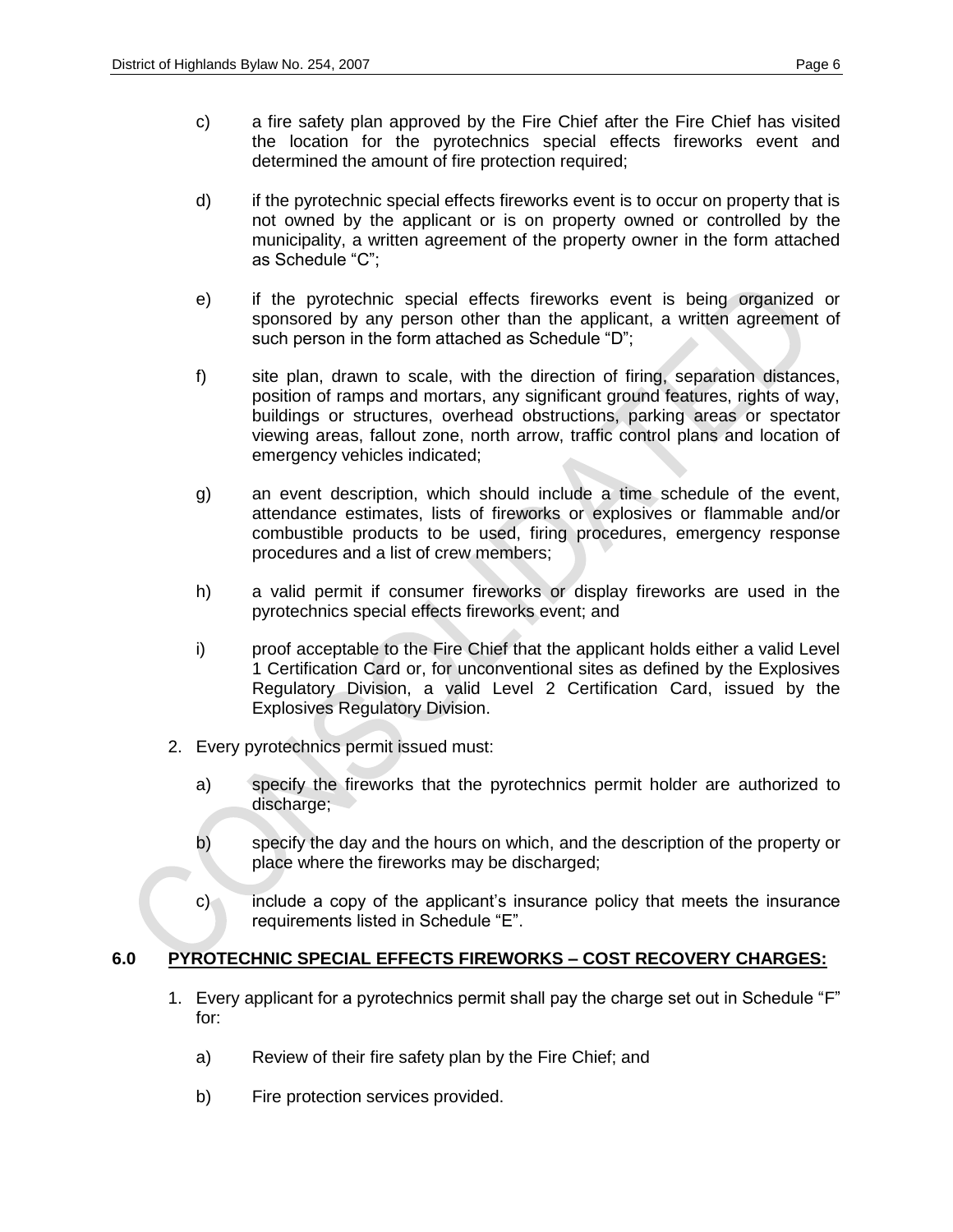c) a fire safety plan approved by the Fire Chief after the Fire Chief has visited the location for the pyrotechnics special effects fireworks event and determined the amount of fire protection required;

d) if the pyrotechnic special effects fireworks event is to occur on property that is not owned by the applicant or is on property owned or controlled by the municipality, a written agreement of the property owner in the form attached as Schedule "C";

e) if the pyrotechnic special effects fireworks event is being organized or sponsored by any person other than the applicant, a written agreement of such person in the form attached as Schedule "D";

f) site plan, drawn to scale, with the direction of firing, separation distances, position of ramps and mortars, any significant ground features, rights of way, buildings or structures, overhead obstructions, parking areas or spectator viewing areas, fallout zone, north arrow, traffic control plans and location of emergency vehicles indicated;

g) an event description, which should include a time schedule of the event, attendance estimates, lists of fireworks or explosives or flammable and/or combustible products to be used, firing procedures, emergency response procedures and a list of crew members;

h) a valid permit if consumer fireworks or display fireworks are used in the pyrotechnics special effects fireworks event; and

i) proof acceptable to the Fire Chief that the applicant holds either a valid Level 1 Certification Card or, for unconventional sites as defined by the Explosives Regulatory Division, a valid Level 2 Certification Card, issued by the Explosives Regulatory Division.

2. Every pyrotechnics permit issued must:

   a) specify the fireworks that the pyrotechnics permit holder are authorized to discharge;

   b) specify the day and the hours on which, and the description of the property or place where the fireworks may be discharged;

   c) include a copy of the applicant's insurance policy that meets the insurance requirements listed in Schedule "E".

## 6.0 PYROTECHNIC SPECIAL EFFECTS FIREWORKS – COST RECOVERY CHARGES:

1. Every applicant for a pyrotechnics permit shall pay the charge set out in Schedule "F" for:

   a) Review of their fire safety plan by the Fire Chief; and

   b) Fire protection services provided.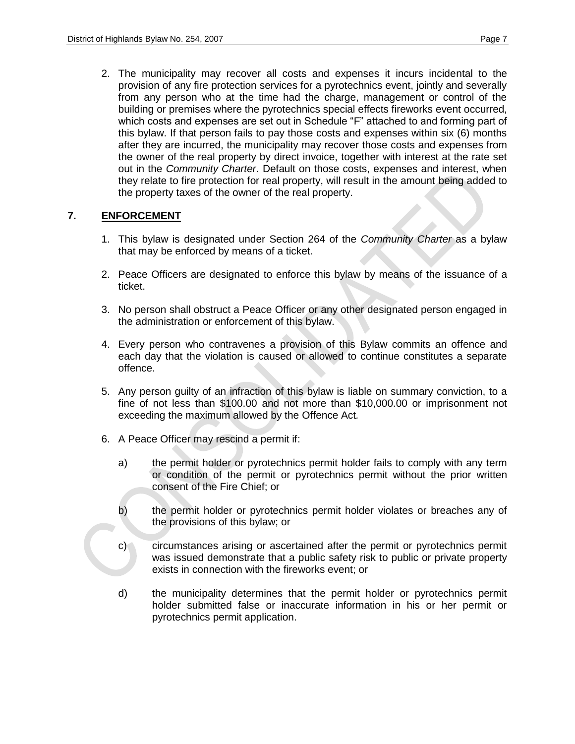2. The municipality may recover all costs and expenses it incurs incidental to the provision of any fire protection services for a pyrotechnics event, jointly and severally from any person who at the time had the charge, management or control of the building or premises where the pyrotechnics special effects fireworks event occurred, which costs and expenses are set out in Schedule "F" attached to and forming part of this bylaw. If that person fails to pay those costs and expenses within six (6) months after they are incurred, the municipality may recover those costs and expenses from the owner of the real property by direct invoice, together with interest at the rate set out in the *Community Charter*. Default on those costs, expenses and interest, when they relate to fire protection for real property, will result in the amount being added to the property taxes of the owner of the real property.

## 7. <u>ENFORCEMENT</u>

1. This bylaw is designated under Section 264 of the *Community Charter* as a bylaw that may be enforced by means of a ticket.

2. Peace Officers are designated to enforce this bylaw by means of the issuance of a ticket.

3. No person shall obstruct a Peace Officer or any other designated person engaged in the administration or enforcement of this bylaw.

4. Every person who contravenes a provision of this Bylaw commits an offence and each day that the violation is caused or allowed to continue constitutes a separate offence.

5. Any person guilty of an infraction of this bylaw is liable on summary conviction, to a fine of not less than $100.00 and not more than $10,000.00 or imprisonment not exceeding the maximum allowed by the Offence Act*.*

6. A Peace Officer may rescind a permit if:

   a) the permit holder or pyrotechnics permit holder fails to comply with any term or condition of the permit or pyrotechnics permit without the prior written consent of the Fire Chief; or

   b) the permit holder or pyrotechnics permit holder violates or breaches any of the provisions of this bylaw; or

   c) circumstances arising or ascertained after the permit or pyrotechnics permit was issued demonstrate that a public safety risk to public or private property exists in connection with the fireworks event; or

   d) the municipality determines that the permit holder or pyrotechnics permit holder submitted false or inaccurate information in his or her permit or pyrotechnics permit application.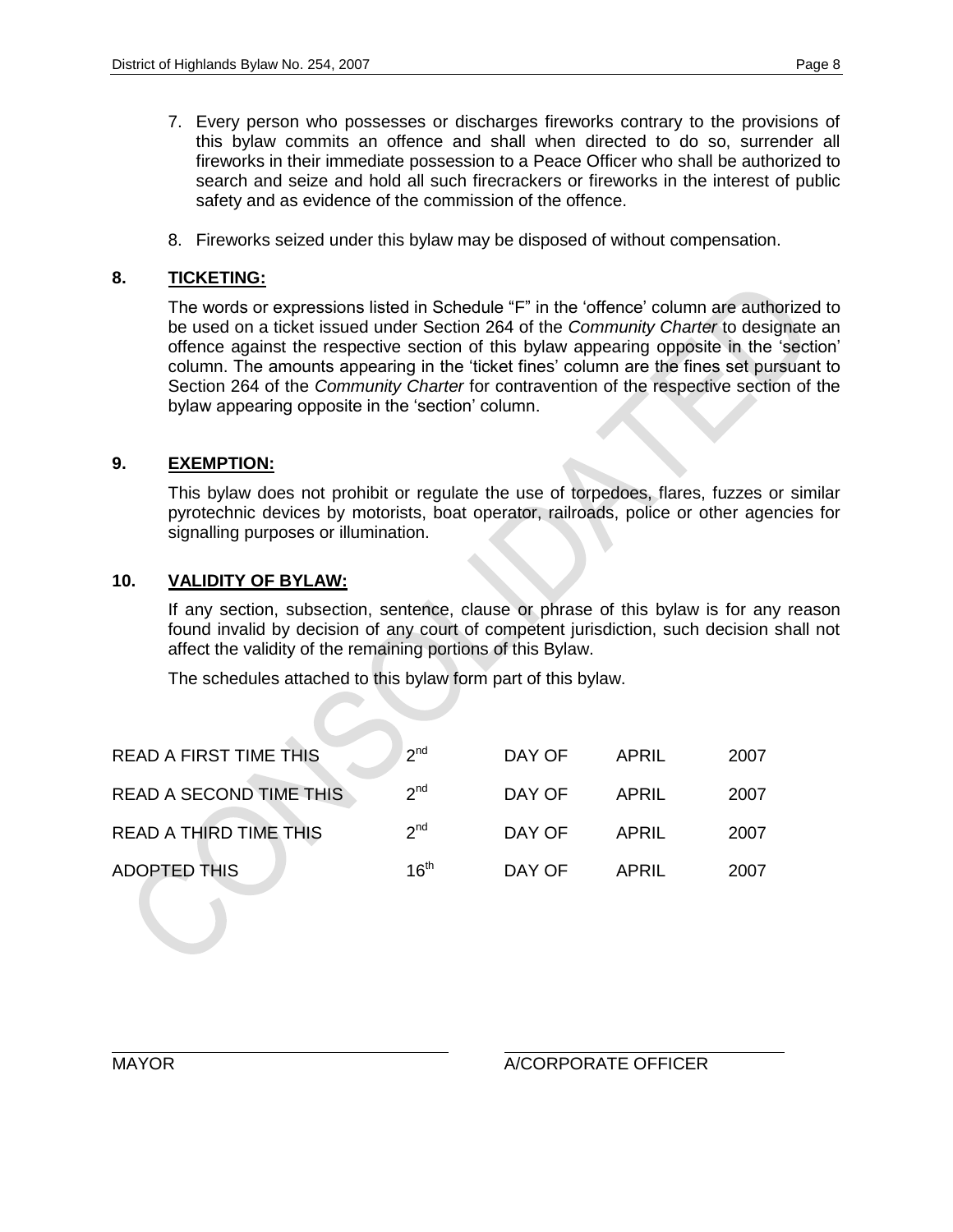7. Every person who possesses or discharges fireworks contrary to the provisions of this bylaw commits an offence and shall when directed to do so, surrender all fireworks in their immediate possession to a Peace Officer who shall be authorized to search and seize and hold all such firecrackers or fireworks in the interest of public safety and as evidence of the commission of the offence.

8. Fireworks seized under this bylaw may be disposed of without compensation.

## 8. TICKETING:

The words or expressions listed in Schedule "F" in the 'offence' column are authorized to be used on a ticket issued under Section 264 of the *Community Charter* to designate an offence against the respective section of this bylaw appearing opposite in the 'section' column. The amounts appearing in the 'ticket fines' column are the fines set pursuant to Section 264 of the *Community Charter* for contravention of the respective section of the bylaw appearing opposite in the 'section' column.

## 9. EXEMPTION:

This bylaw does not prohibit or regulate the use of torpedoes, flares, fuzzes or similar pyrotechnic devices by motorists, boat operator, railroads, police or other agencies for signalling purposes or illumination.

## 10. VALIDITY OF BYLAW:

If any section, subsection, sentence, clause or phrase of this bylaw is for any reason found invalid by decision of any court of competent jurisdiction, such decision shall not affect the validity of the remaining portions of this Bylaw.

The schedules attached to this bylaw form part of this bylaw.

| | | | | |
|---|---|---|---|---|
| READ A FIRST TIME THIS | 2nd | DAY OF | APRIL | 2007 |
| READ A SECOND TIME THIS | 2nd | DAY OF | APRIL | 2007 |
| READ A THIRD TIME THIS | 2nd | DAY OF | APRIL | 2007 |
| ADOPTED THIS | 16th | DAY OF | APRIL | 2007 |

MAYOR

A/CORPORATE OFFICER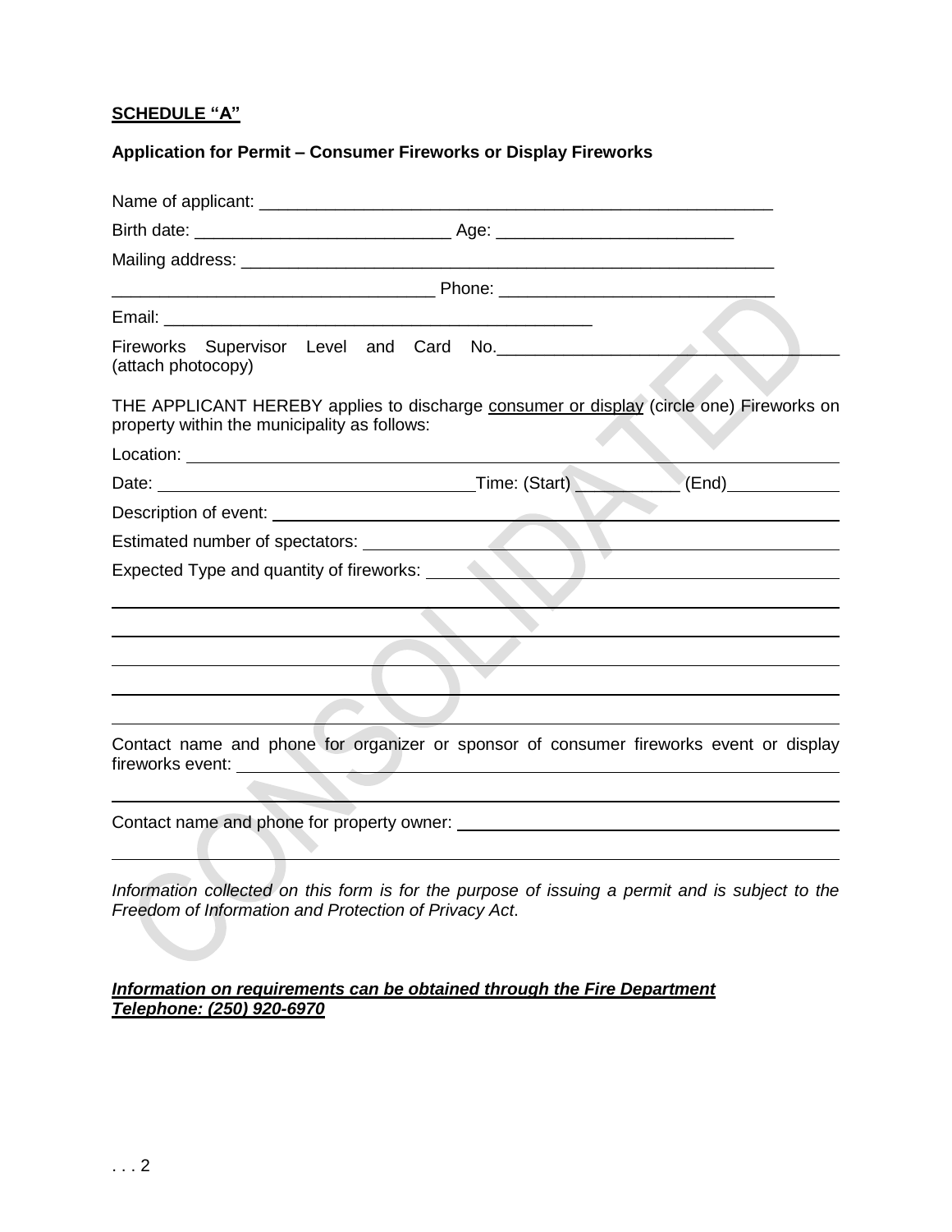**SCHEDULE "A"**

**Application for Permit – Consumer Fireworks or Display Fireworks**

Name of applicant: ___________________________________________________

Birth date: _________________________ Age: _______________________

Mailing address: ______________________________________________________

_________________________________ Phone: ___________________________

Email: ___________________________________________

Fireworks Supervisor Level and Card No.___________________________________
(attach photocopy)

THE APPLICANT HEREBY applies to discharge consumer or display (circle one) Fireworks on property within the municipality as follows:

Location: ______________________________________________________________

Date: ________________________________Time: (Start) __________ (End)__________

Description of event: ____________________________________________________

Estimated number of spectators: __________________________________________

Expected Type and quantity of fireworks: ___________________________________

______________________________________________________________________

______________________________________________________________________

______________________________________________________________________

______________________________________________________________________

______________________________________________________________________

Contact name and phone for organizer or sponsor of consumer fireworks event or display fireworks event: ___________________________________________________________

______________________________________________________________________

Contact name and phone for property owner: _________________________________

______________________________________________________________________

*Information collected on this form is for the purpose of issuing a permit and is subject to the Freedom of Information and Protection of Privacy Act.*

***Information on requirements can be obtained through the Fire Department***
***Telephone: (250) 920-6970***

. . . 2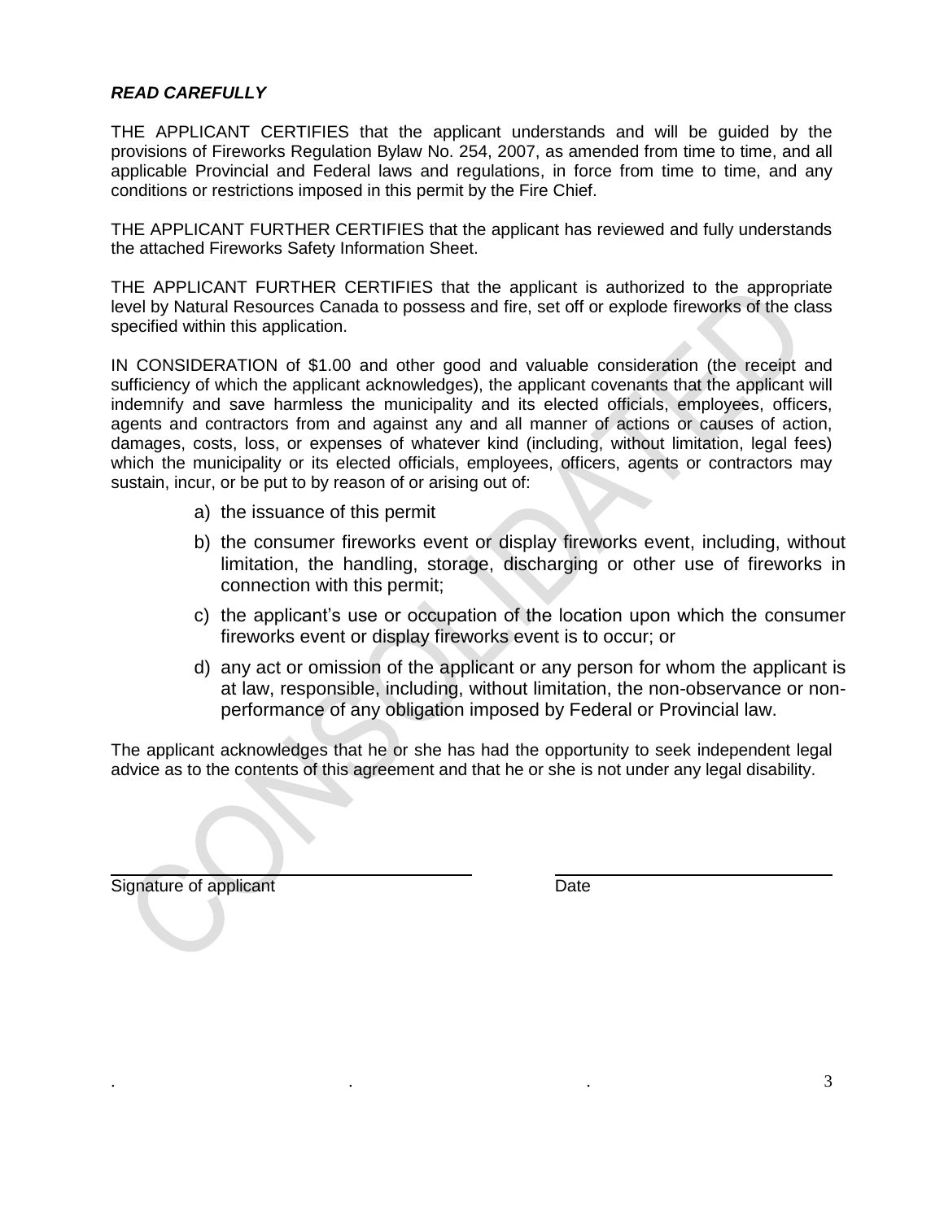***READ CAREFULLY***

THE APPLICANT CERTIFIES that the applicant understands and will be guided by the provisions of Fireworks Regulation Bylaw No. 254, 2007, as amended from time to time, and all applicable Provincial and Federal laws and regulations, in force from time to time, and any conditions or restrictions imposed in this permit by the Fire Chief.

THE APPLICANT FURTHER CERTIFIES that the applicant has reviewed and fully understands the attached Fireworks Safety Information Sheet.

THE APPLICANT FURTHER CERTIFIES that the applicant is authorized to the appropriate level by Natural Resources Canada to possess and fire, set off or explode fireworks of the class specified within this application.

IN CONSIDERATION of $1.00 and other good and valuable consideration (the receipt and sufficiency of which the applicant acknowledges), the applicant covenants that the applicant will indemnify and save harmless the municipality and its elected officials, employees, officers, agents and contractors from and against any and all manner of actions or causes of action, damages, costs, loss, or expenses of whatever kind (including, without limitation, legal fees) which the municipality or its elected officials, employees, officers, agents or contractors may sustain, incur, or be put to by reason of or arising out of:

a) the issuance of this permit

b) the consumer fireworks event or display fireworks event, including, without limitation, the handling, storage, discharging or other use of fireworks in connection with this permit;

c) the applicant's use or occupation of the location upon which the consumer fireworks event or display fireworks event is to occur; or

d) any act or omission of the applicant or any person for whom the applicant is at law, responsible, including, without limitation, the non-observance or non-performance of any obligation imposed by Federal or Provincial law.

The applicant acknowledges that he or she has had the opportunity to seek independent legal advice as to the contents of this agreement and that he or she is not under any legal disability.

______________________________ &nbsp;&nbsp;&nbsp;&nbsp; ______________________

Signature of applicant &nbsp;&nbsp;&nbsp;&nbsp; Date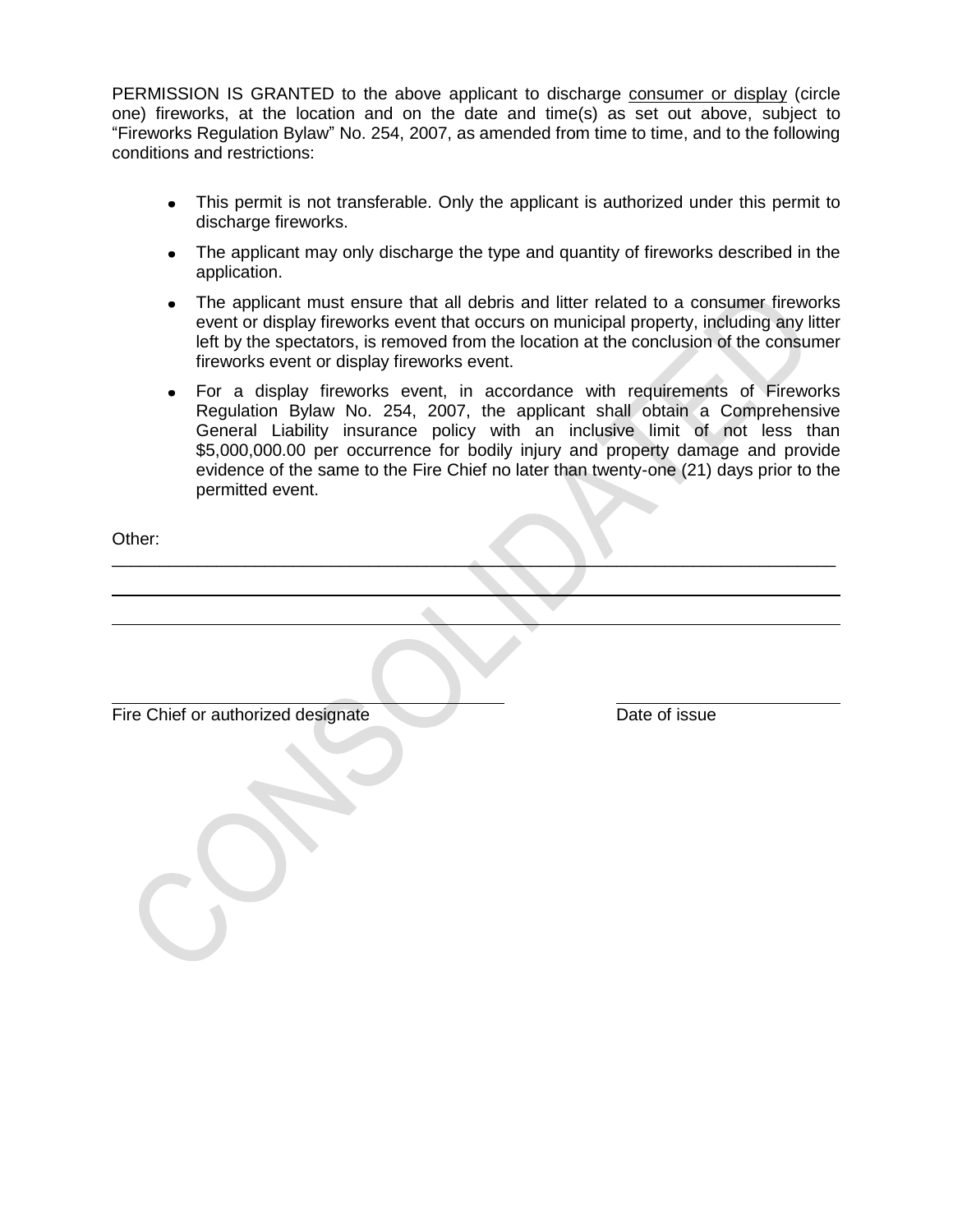PERMISSION IS GRANTED to the above applicant to discharge consumer or display (circle one) fireworks, at the location and on the date and time(s) as set out above, subject to "Fireworks Regulation Bylaw" No. 254, 2007, as amended from time to time, and to the following conditions and restrictions:

- This permit is not transferable. Only the applicant is authorized under this permit to discharge fireworks.
- The applicant may only discharge the type and quantity of fireworks described in the application.
- The applicant must ensure that all debris and litter related to a consumer fireworks event or display fireworks event that occurs on municipal property, including any litter left by the spectators, is removed from the location at the conclusion of the consumer fireworks event or display fireworks event.
- For a display fireworks event, in accordance with requirements of Fireworks Regulation Bylaw No. 254, 2007, the applicant shall obtain a Comprehensive General Liability insurance policy with an inclusive limit of not less than $5,000,000.00 per occurrence for bodily injury and property damage and provide evidence of the same to the Fire Chief no later than twenty-one (21) days prior to the permitted event.

Other:

\_\_\_\_\_\_\_\_\_\_\_\_\_\_\_\_\_\_\_\_\_\_\_\_\_\_\_\_\_\_\_\_\_\_\_\_\_\_\_\_\_\_\_\_\_\_\_\_\_\_\_\_\_\_\_\_\_\_\_\_\_\_\_\_\_\_\_\_\_\_\_\_

\_\_\_\_\_\_\_\_\_\_\_\_\_\_\_\_\_\_\_\_\_\_\_\_\_\_\_\_\_\_\_\_\_\_\_\_\_\_\_\_\_\_\_\_\_\_\_\_\_\_\_\_\_\_\_\_\_\_\_\_\_\_\_\_\_\_\_\_\_\_\_\_

\_\_\_\_\_\_\_\_\_\_\_\_\_\_\_\_\_\_\_\_\_\_\_\_\_\_\_\_\_\_\_\_\_\_\_\_\_\_\_\_\_\_\_\_\_\_\_\_\_\_\_\_\_\_\_\_\_\_\_\_\_\_\_\_\_\_\_\_\_\_\_\_

\_\_\_\_\_\_\_\_\_\_\_\_\_\_\_\_\_\_\_\_\_\_\_\_\_\_\_\_\_\_\_\_\_\_\_\_\_\_\_\_ \_\_\_\_\_\_\_\_\_\_\_\_\_\_\_\_\_\_\_\_\_\_\_\_

Fire Chief or authorized designate Date of issue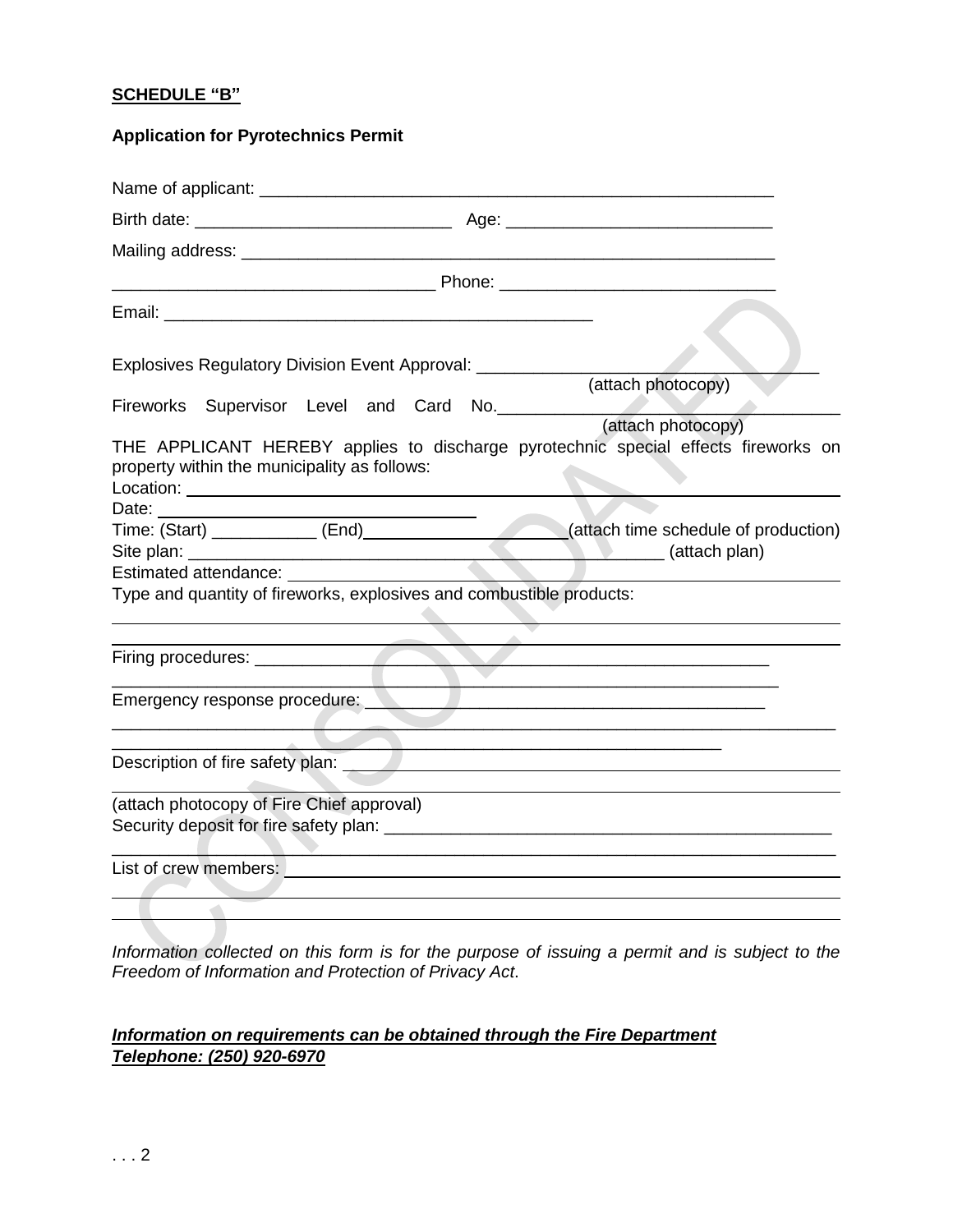**SCHEDULE "B"**

**Application for Pyrotechnics Permit**

Name of applicant: ___________________________________________________________

Birth date: ___________________________ Age: ____________________________

Mailing address: ______________________________________________________________

__________________________________ Phone: _____________________________

Email: _______________________________________________

Explosives Regulatory Division Event Approval: ___________________________________
(attach photocopy)

Fireworks Supervisor Level and Card No.___________________________________
(attach photocopy)

THE APPLICANT HEREBY applies to discharge pyrotechnic special effects fireworks on property within the municipality as follows:

Location: ____________________________________________________________________

Date: ________________________________

Time: (Start) ___________ (End)_____________________(attach time schedule of production)

Site plan: _______________________________________________ (attach plan)

Estimated attendance: ______________________________________________________

Type and quantity of fireworks, explosives and combustible products:

_____________________________________________________________________________

_____________________________________________________________________________

Firing procedures: _________________________________________________________

_____________________________________________________________________________

Emergency response procedure: ______________________________________________

_____________________________________________________________________________

_____________________________________________________________________________

Description of fire safety plan: ______________________________________________

_____________________________________________________________________________

(attach photocopy of Fire Chief approval)

Security deposit for fire safety plan: ____________________________________________

_____________________________________________________________________________

List of crew members: _______________________________________________________

_____________________________________________________________________________

_____________________________________________________________________________

*Information collected on this form is for the purpose of issuing a permit and is subject to the Freedom of Information and Protection of Privacy Act.*

***Information on requirements can be obtained through the Fire Department***
***Telephone: (250) 920-6970***

. . . 2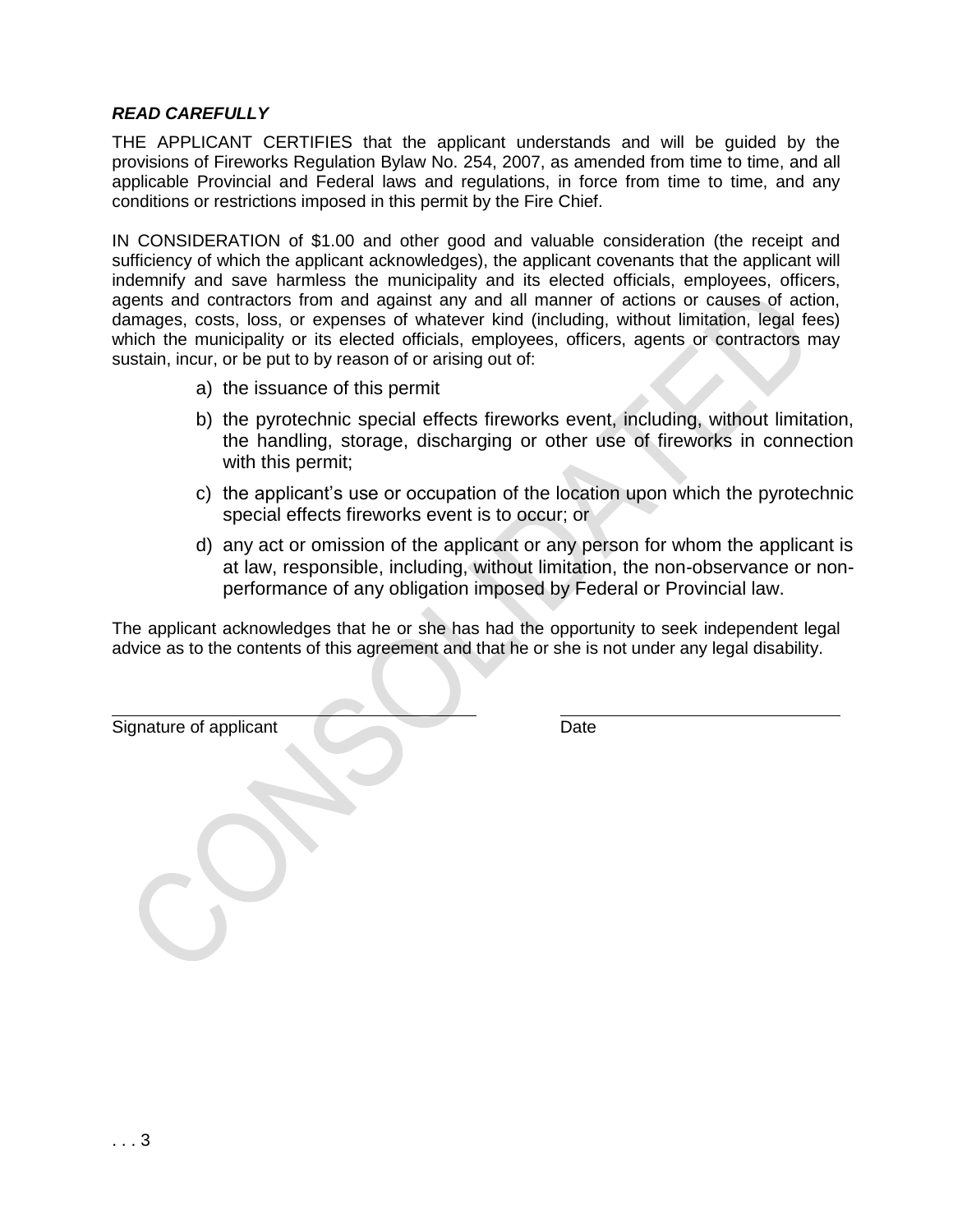***READ CAREFULLY***

THE APPLICANT CERTIFIES that the applicant understands and will be guided by the provisions of Fireworks Regulation Bylaw No. 254, 2007, as amended from time to time, and all applicable Provincial and Federal laws and regulations, in force from time to time, and any conditions or restrictions imposed in this permit by the Fire Chief.

IN CONSIDERATION of $1.00 and other good and valuable consideration (the receipt and sufficiency of which the applicant acknowledges), the applicant covenants that the applicant will indemnify and save harmless the municipality and its elected officials, employees, officers, agents and contractors from and against any and all manner of actions or causes of action, damages, costs, loss, or expenses of whatever kind (including, without limitation, legal fees) which the municipality or its elected officials, employees, officers, agents or contractors may sustain, incur, or be put to by reason of or arising out of:

a) the issuance of this permit

b) the pyrotechnic special effects fireworks event, including, without limitation, the handling, storage, discharging or other use of fireworks in connection with this permit;

c) the applicant's use or occupation of the location upon which the pyrotechnic special effects fireworks event is to occur; or

d) any act or omission of the applicant or any person for whom the applicant is at law, responsible, including, without limitation, the non-observance or non-performance of any obligation imposed by Federal or Provincial law.

The applicant acknowledges that he or she has had the opportunity to seek independent legal advice as to the contents of this agreement and that he or she is not under any legal disability.

\_\_\_\_\_\_\_\_\_\_\_\_\_\_\_\_\_\_\_\_\_\_\_\_\_\_\_\_\_\_\_\_\_\_\_\_  \_\_\_\_\_\_\_\_\_\_\_\_\_\_\_\_\_\_\_\_\_\_\_\_\_\_\_\_
Signature of applicant  Date

. . . 3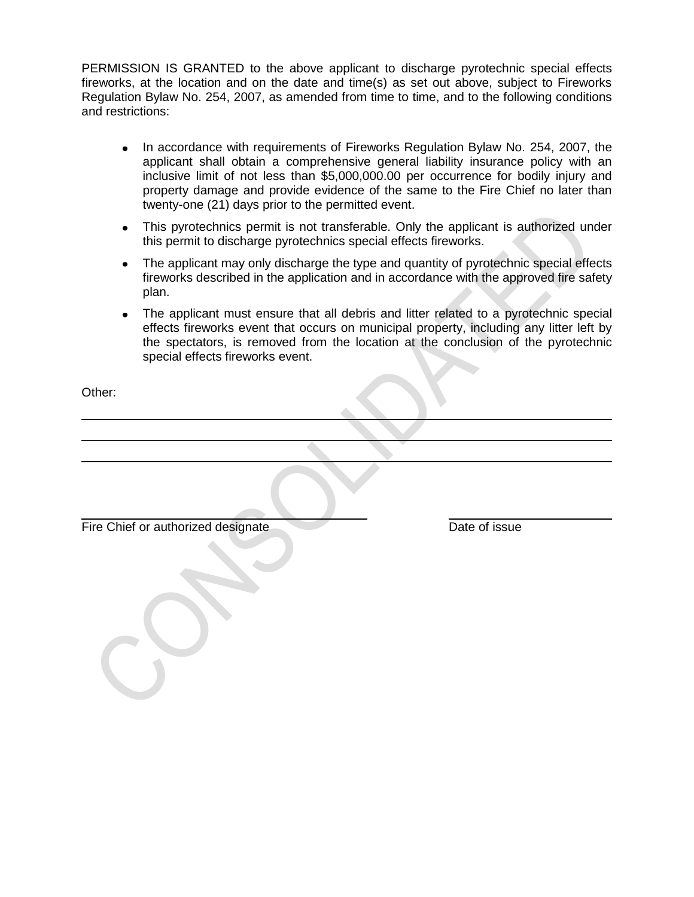PERMISSION IS GRANTED to the above applicant to discharge pyrotechnic special effects fireworks, at the location and on the date and time(s) as set out above, subject to Fireworks Regulation Bylaw No. 254, 2007, as amended from time to time, and to the following conditions and restrictions:

- In accordance with requirements of Fireworks Regulation Bylaw No. 254, 2007, the applicant shall obtain a comprehensive general liability insurance policy with an inclusive limit of not less than $5,000,000.00 per occurrence for bodily injury and property damage and provide evidence of the same to the Fire Chief no later than twenty-one (21) days prior to the permitted event.
- This pyrotechnics permit is not transferable. Only the applicant is authorized under this permit to discharge pyrotechnics special effects fireworks.
- The applicant may only discharge the type and quantity of pyrotechnic special effects fireworks described in the application and in accordance with the approved fire safety plan.
- The applicant must ensure that all debris and litter related to a pyrotechnic special effects fireworks event that occurs on municipal property, including any litter left by the spectators, is removed from the location at the conclusion of the pyrotechnic special effects fireworks event.

Other:

______________________________________________________________________

______________________________________________________________________

______________________________________________________________________

______________________________________ ____________________

Fire Chief or authorized designate Date of issue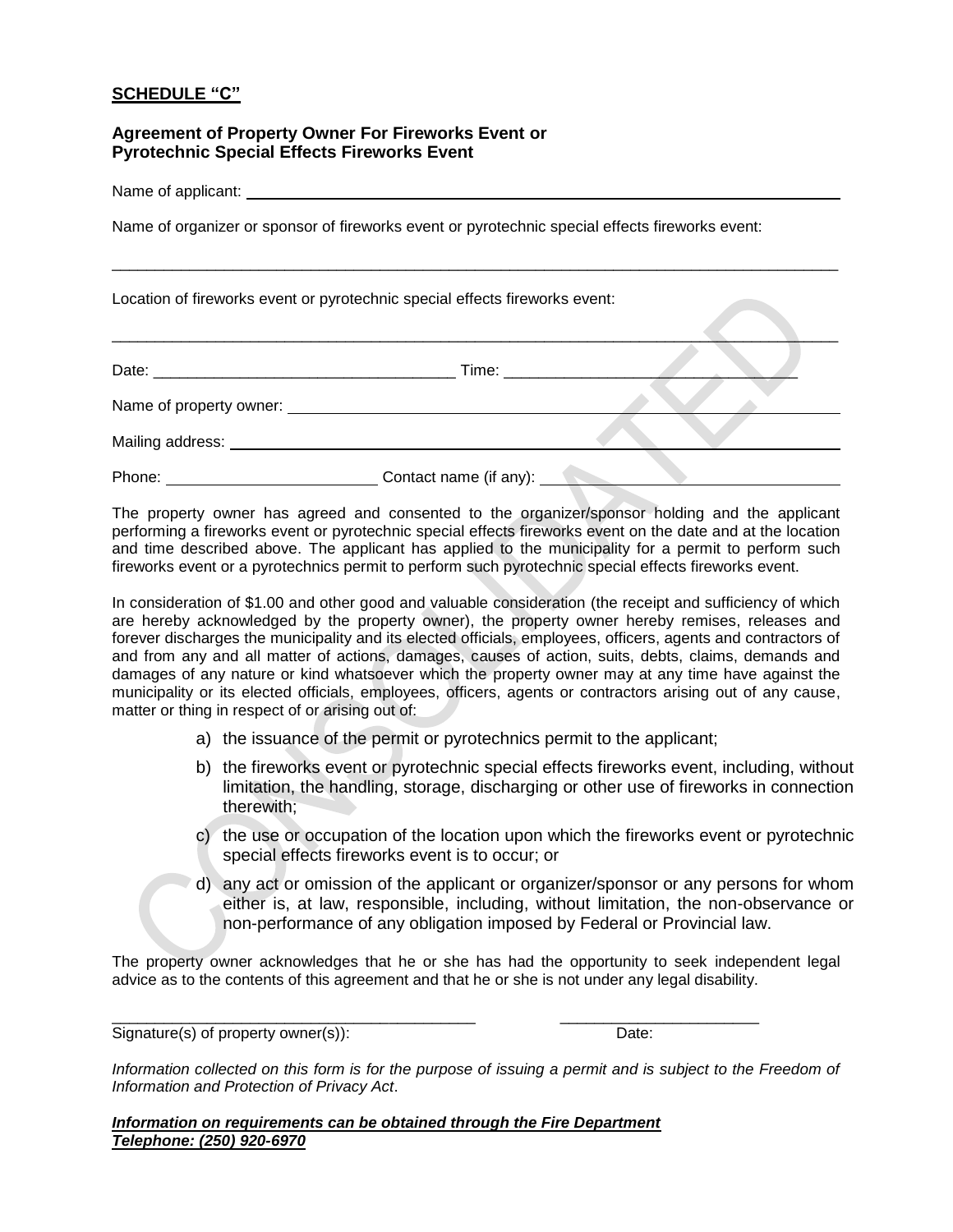**SCHEDULE "C"**

**Agreement of Property Owner For Fireworks Event or Pyrotechnic Special Effects Fireworks Event**

Name of applicant: \_\_\_\_\_\_\_\_\_\_\_\_\_\_\_\_\_\_\_\_\_\_\_\_\_\_\_\_\_\_\_\_\_\_\_\_\_\_\_\_

Name of organizer or sponsor of fireworks event or pyrotechnic special effects fireworks event:

\_\_\_\_\_\_\_\_\_\_\_\_\_\_\_\_\_\_\_\_\_\_\_\_\_\_\_\_\_\_\_\_\_\_\_\_\_\_\_\_\_\_\_\_\_\_\_\_\_\_\_\_\_\_\_\_\_\_\_\_

Location of fireworks event or pyrotechnic special effects fireworks event:

\_\_\_\_\_\_\_\_\_\_\_\_\_\_\_\_\_\_\_\_\_\_\_\_\_\_\_\_\_\_\_\_\_\_\_\_\_\_\_\_\_\_\_\_\_\_\_\_\_\_\_\_\_\_\_\_\_\_\_\_

Date: \_\_\_\_\_\_\_\_\_\_\_\_\_\_\_\_\_\_\_\_\_\_\_\_\_\_ Time: \_\_\_\_\_\_\_\_\_\_\_\_\_\_\_\_\_\_\_\_\_\_\_\_\_\_

Name of property owner: \_\_\_\_\_\_\_\_\_\_\_\_\_\_\_\_\_\_\_\_\_\_\_\_\_\_\_\_\_\_\_\_\_\_\_\_\_\_\_\_

Mailing address: \_\_\_\_\_\_\_\_\_\_\_\_\_\_\_\_\_\_\_\_\_\_\_\_\_\_\_\_\_\_\_\_\_\_\_\_\_\_\_\_

Phone: \_\_\_\_\_\_\_\_\_\_\_\_\_\_\_\_\_\_\_\_ Contact name (if any): \_\_\_\_\_\_\_\_\_\_\_\_\_\_\_\_\_\_\_\_

The property owner has agreed and consented to the organizer/sponsor holding and the applicant performing a fireworks event or pyrotechnic special effects fireworks event on the date and at the location and time described above. The applicant has applied to the municipality for a permit to perform such fireworks event or a pyrotechnics permit to perform such pyrotechnic special effects fireworks event.

In consideration of $1.00 and other good and valuable consideration (the receipt and sufficiency of which are hereby acknowledged by the property owner), the property owner hereby remises, releases and forever discharges the municipality and its elected officials, employees, officers, agents and contractors of and from any and all matter of actions, damages, causes of action, suits, debts, claims, demands and damages of any nature or kind whatsoever which the property owner may at any time have against the municipality or its elected officials, employees, officers, agents or contractors arising out of any cause, matter or thing in respect of or arising out of:

a) the issuance of the permit or pyrotechnics permit to the applicant;

b) the fireworks event or pyrotechnic special effects fireworks event, including, without limitation, the handling, storage, discharging or other use of fireworks in connection therewith;

c) the use or occupation of the location upon which the fireworks event or pyrotechnic special effects fireworks event is to occur; or

d) any act or omission of the applicant or organizer/sponsor or any persons for whom either is, at law, responsible, including, without limitation, the non-observance or non-performance of any obligation imposed by Federal or Provincial law.

The property owner acknowledges that he or she has had the opportunity to seek independent legal advice as to the contents of this agreement and that he or she is not under any legal disability.

\_\_\_\_\_\_\_\_\_\_\_\_\_\_\_\_\_\_\_\_\_\_\_\_\_\_\_\_\_\_\_\_ \_\_\_\_\_\_\_\_\_\_\_\_\_\_\_\_\_\_\_\_
Signature(s) of property owner(s)): Date:

*Information collected on this form is for the purpose of issuing a permit and is subject to the Freedom of Information and Protection of Privacy Act*.

***Information on requirements can be obtained through the Fire Department***
***Telephone: (250) 920-6970***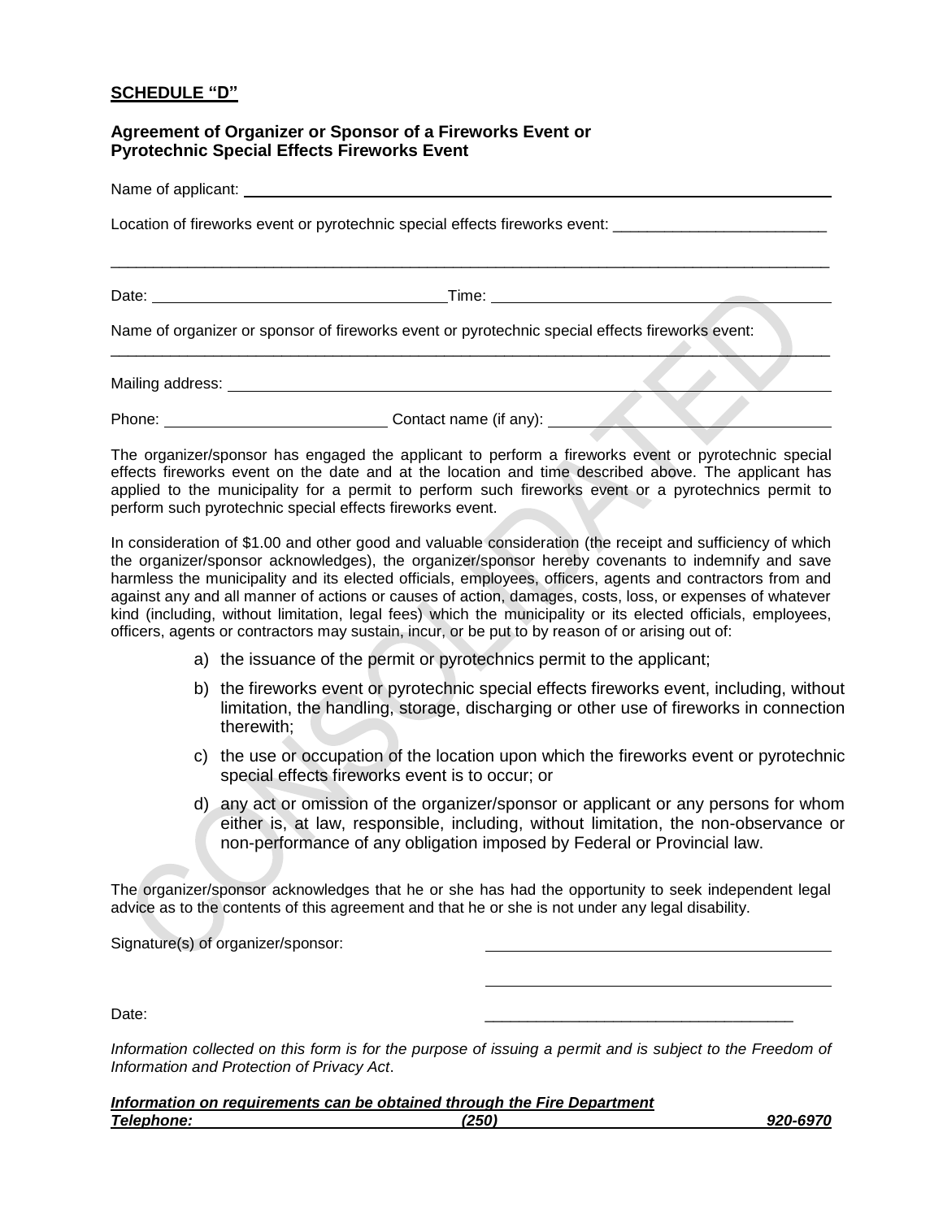**SCHEDULE "D"**

**Agreement of Organizer or Sponsor of a Fireworks Event or Pyrotechnic Special Effects Fireworks Event**

Name of applicant: ______________________________________________

Location of fireworks event or pyrotechnic special effects fireworks event: _________________________

_____________________________________________________________________________________

Date: ______________________________ Time: ____________________________________

Name of organizer or sponsor of fireworks event or pyrotechnic special effects fireworks event:
_____________________________________________________________________________________

Mailing address: ______________________________________________________________

Phone: _______________________ Contact name (if any): ____________________________

The organizer/sponsor has engaged the applicant to perform a fireworks event or pyrotechnic special effects fireworks event on the date and at the location and time described above. The applicant has applied to the municipality for a permit to perform such fireworks event or a pyrotechnics permit to perform such pyrotechnic special effects fireworks event.

In consideration of $1.00 and other good and valuable consideration (the receipt and sufficiency of which the organizer/sponsor acknowledges), the organizer/sponsor hereby covenants to indemnify and save harmless the municipality and its elected officials, employees, officers, agents and contractors from and against any and all manner of actions or causes of action, damages, costs, loss, or expenses of whatever kind (including, without limitation, legal fees) which the municipality or its elected officials, employees, officers, agents or contractors may sustain, incur, or be put to by reason of or arising out of:

a) the issuance of the permit or pyrotechnics permit to the applicant;
b) the fireworks event or pyrotechnic special effects fireworks event, including, without limitation, the handling, storage, discharging or other use of fireworks in connection therewith;
c) the use or occupation of the location upon which the fireworks event or pyrotechnic special effects fireworks event is to occur; or
d) any act or omission of the organizer/sponsor or applicant or any persons for whom either is, at law, responsible, including, without limitation, the non-observance or non-performance of any obligation imposed by Federal or Provincial law.

The organizer/sponsor acknowledges that he or she has had the opportunity to seek independent legal advice as to the contents of this agreement and that he or she is not under any legal disability.

Signature(s) of organizer/sponsor: ____________________________________

____________________________________

Date: ____________________________________

*Information collected on this form is for the purpose of issuing a permit and is subject to the Freedom of Information and Protection of Privacy Act*.

***Information on requirements can be obtained through the Fire Department***
***Telephone: (250) 920-6970***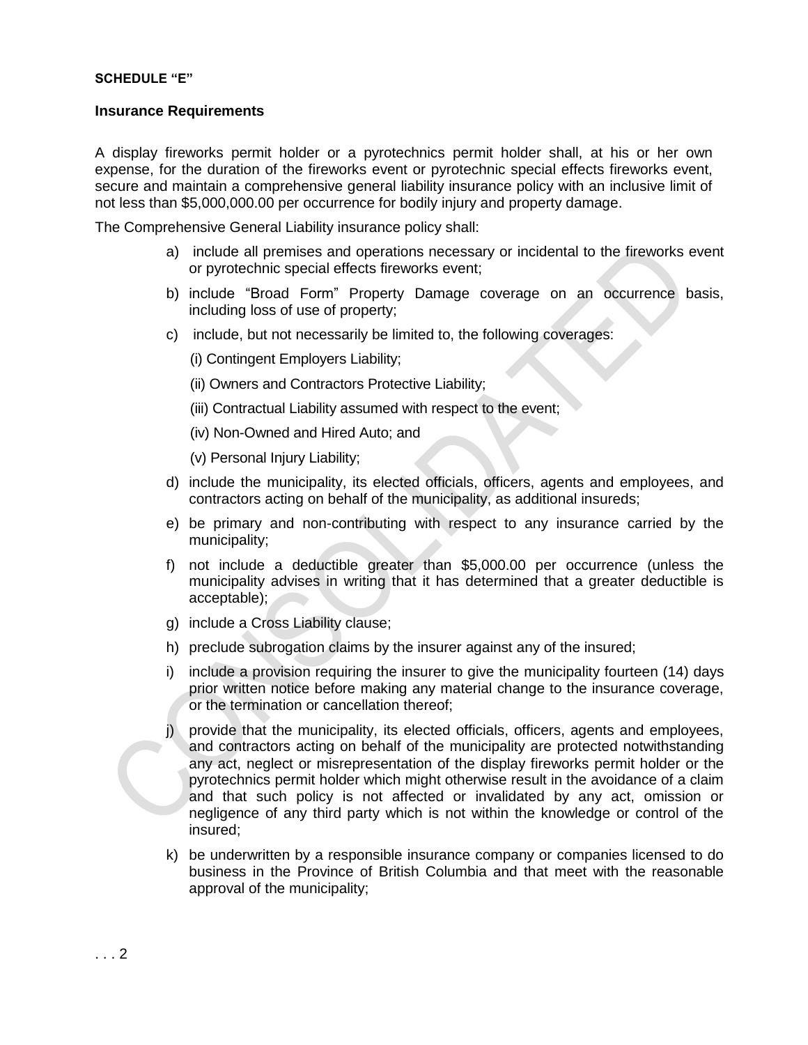**SCHEDULE "E"**

**Insurance Requirements**

A display fireworks permit holder or a pyrotechnics permit holder shall, at his or her own expense, for the duration of the fireworks event or pyrotechnic special effects fireworks event, secure and maintain a comprehensive general liability insurance policy with an inclusive limit of not less than $5,000,000.00 per occurrence for bodily injury and property damage.

The Comprehensive General Liability insurance policy shall:

a) include all premises and operations necessary or incidental to the fireworks event or pyrotechnic special effects fireworks event;

b) include "Broad Form" Property Damage coverage on an occurrence basis, including loss of use of property;

c) include, but not necessarily be limited to, the following coverages:

   (i) Contingent Employers Liability;

   (ii) Owners and Contractors Protective Liability;

   (iii) Contractual Liability assumed with respect to the event;

   (iv) Non-Owned and Hired Auto; and

   (v) Personal Injury Liability;

d) include the municipality, its elected officials, officers, agents and employees, and contractors acting on behalf of the municipality, as additional insureds;

e) be primary and non-contributing with respect to any insurance carried by the municipality;

f) not include a deductible greater than $5,000.00 per occurrence (unless the municipality advises in writing that it has determined that a greater deductible is acceptable);

g) include a Cross Liability clause;

h) preclude subrogation claims by the insurer against any of the insured;

i) include a provision requiring the insurer to give the municipality fourteen (14) days prior written notice before making any material change to the insurance coverage, or the termination or cancellation thereof;

j) provide that the municipality, its elected officials, officers, agents and employees, and contractors acting on behalf of the municipality are protected notwithstanding any act, neglect or misrepresentation of the display fireworks permit holder or the pyrotechnics permit holder which might otherwise result in the avoidance of a claim and that such policy is not affected or invalidated by any act, omission or negligence of any third party which is not within the knowledge or control of the insured;

k) be underwritten by a responsible insurance company or companies licensed to do business in the Province of British Columbia and that meet with the reasonable approval of the municipality;

. . . 2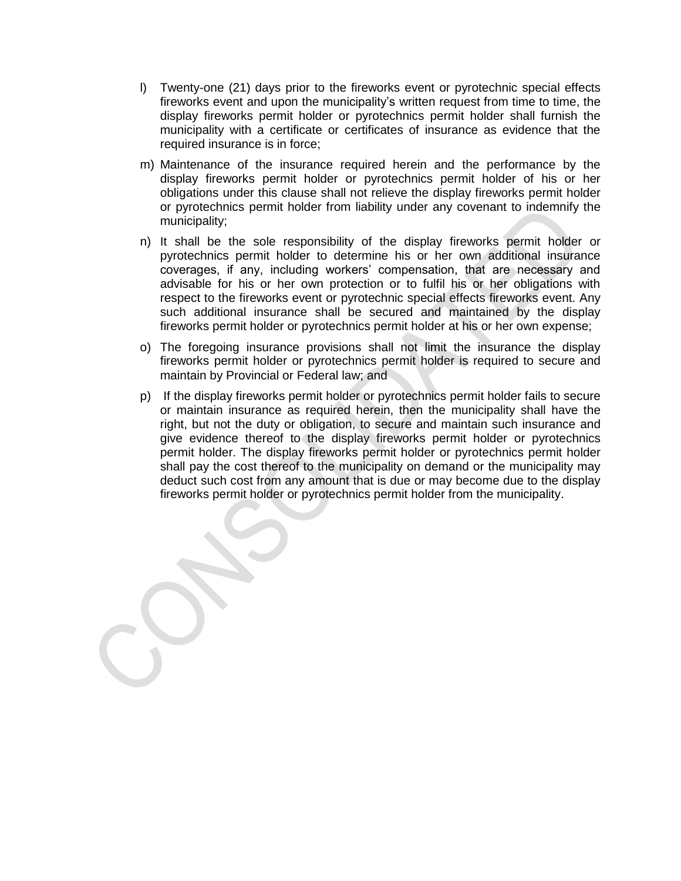l) Twenty-one (21) days prior to the fireworks event or pyrotechnic special effects fireworks event and upon the municipality's written request from time to time, the display fireworks permit holder or pyrotechnics permit holder shall furnish the municipality with a certificate or certificates of insurance as evidence that the required insurance is in force;

m) Maintenance of the insurance required herein and the performance by the display fireworks permit holder or pyrotechnics permit holder of his or her obligations under this clause shall not relieve the display fireworks permit holder or pyrotechnics permit holder from liability under any covenant to indemnify the municipality;

n) It shall be the sole responsibility of the display fireworks permit holder or pyrotechnics permit holder to determine his or her own additional insurance coverages, if any, including workers' compensation, that are necessary and advisable for his or her own protection or to fulfil his or her obligations with respect to the fireworks event or pyrotechnic special effects fireworks event. Any such additional insurance shall be secured and maintained by the display fireworks permit holder or pyrotechnics permit holder at his or her own expense;

o) The foregoing insurance provisions shall not limit the insurance the display fireworks permit holder or pyrotechnics permit holder is required to secure and maintain by Provincial or Federal law; and

p) If the display fireworks permit holder or pyrotechnics permit holder fails to secure or maintain insurance as required herein, then the municipality shall have the right, but not the duty or obligation, to secure and maintain such insurance and give evidence thereof to the display fireworks permit holder or pyrotechnics permit holder. The display fireworks permit holder or pyrotechnics permit holder shall pay the cost thereof to the municipality on demand or the municipality may deduct such cost from any amount that is due or may become due to the display fireworks permit holder or pyrotechnics permit holder from the municipality.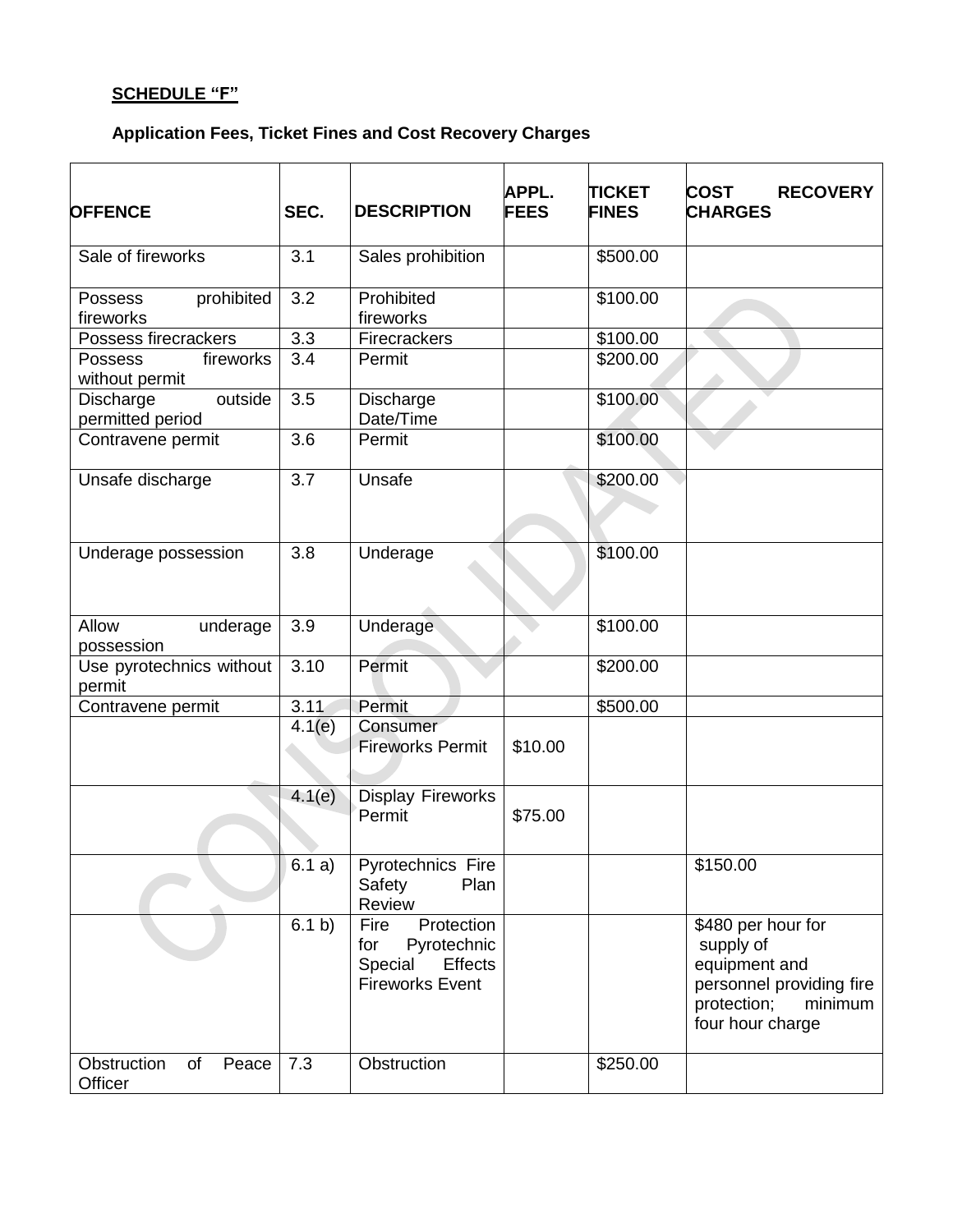**SCHEDULE "F"**

**Application Fees, Ticket Fines and Cost Recovery Charges**

| OFFENCE | SEC. | DESCRIPTION | APPL. FEES | TICKET FINES | COST RECOVERY CHARGES |
|---|---|---|---|---|---|
| Sale of fireworks | 3.1 | Sales prohibition | | $500.00 | |
| Possess prohibited fireworks | 3.2 | Prohibited fireworks | | $100.00 | |
| Possess firecrackers | 3.3 | Firecrackers | | $100.00 | |
| Possess fireworks without permit | 3.4 | Permit | | $200.00 | |
| Discharge outside permitted period | 3.5 | Discharge Date/Time | | $100.00 | |
| Contravene permit | 3.6 | Permit | | $100.00 | |
| Unsafe discharge | 3.7 | Unsafe | | $200.00 | |
| Underage possession | 3.8 | Underage | | $100.00 | |
| Allow underage possession | 3.9 | Underage | | $100.00 | |
| Use pyrotechnics without permit | 3.10 | Permit | | $200.00 | |
| Contravene permit | 3.11 | Permit | | $500.00 | |
| | 4.1(e) | Consumer Fireworks Permit | $10.00 | | |
| | 4.1(e) | Display Fireworks Permit | $75.00 | | |
| | 6.1 a) | Pyrotechnics Fire Safety Plan Review | | | $150.00 |
| | 6.1 b) | Fire Protection for Pyrotechnic Special Effects Fireworks Event | | | $480 per hour for supply of equipment and personnel providing fire protection; minimum four hour charge |
| Obstruction of Peace Officer | 7.3 | Obstruction | | $250.00 | |